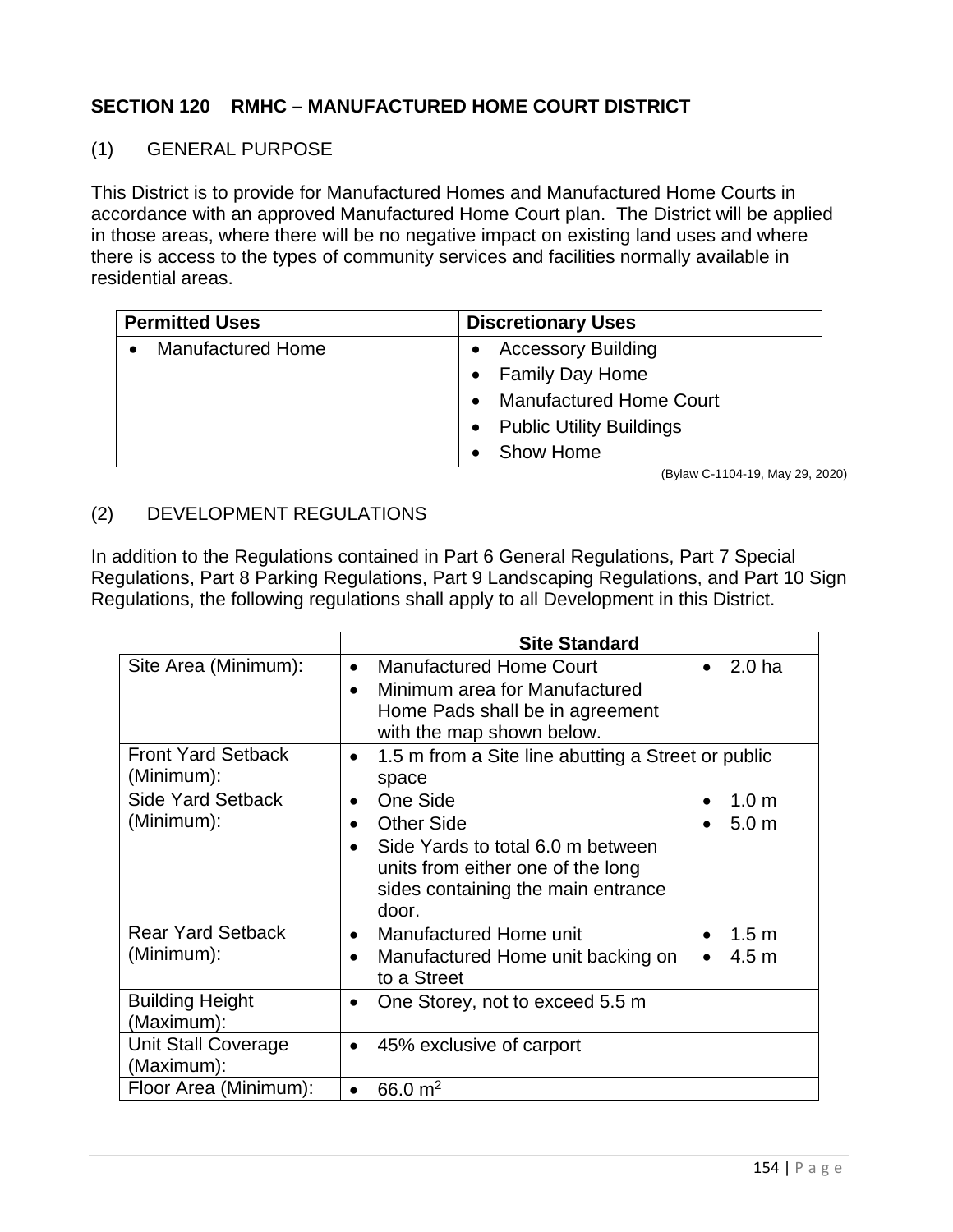## SECTION 120 RMHC – MANUFACTURED HOME COURT DISTRICT

### (1) GENERAL PURPOSE

This District is to provide for Manufactured Homes and Manufactured Home Courts in accordance with an approved Manufactured Home Court plan. The District will be applied in those areas, where there will be no negative impact on existing land uses and where there is access to the types of community services and facilities normally available in residential areas.

| Permitted Uses | Discretionary Uses |
|---|---|
| • Manufactured Home | • Accessory Building<br>• Family Day Home<br>• Manufactured Home Court<br>• Public Utility Buildings<br>• Show Home |

(Bylaw C-1104-19, May 29, 2020)

### (2) DEVELOPMENT REGULATIONS

In addition to the Regulations contained in Part 6 General Regulations, Part 7 Special Regulations, Part 8 Parking Regulations, Part 9 Landscaping Regulations, and Part 10 Sign Regulations, the following regulations shall apply to all Development in this District.

| | Site Standard | |
|---|---|---|
| Site Area (Minimum): | • Manufactured Home Court<br>• Minimum area for Manufactured Home Pads shall be in agreement with the map shown below. | • 2.0 ha |
| Front Yard Setback (Minimum): | • 1.5 m from a Site line abutting a Street or public space | |
| Side Yard Setback (Minimum): | • One Side<br>• Other Side<br>• Side Yards to total 6.0 m between units from either one of the long sides containing the main entrance door. | • 1.0 m<br>• 5.0 m |
| Rear Yard Setback (Minimum): | • Manufactured Home unit<br>• Manufactured Home unit backing on to a Street | • 1.5 m<br>• 4.5 m |
| Building Height (Maximum): | • One Storey, not to exceed 5.5 m | |
| Unit Stall Coverage (Maximum): | • 45% exclusive of carport | |
| Floor Area (Minimum): | • 66.0 $m^2$ | |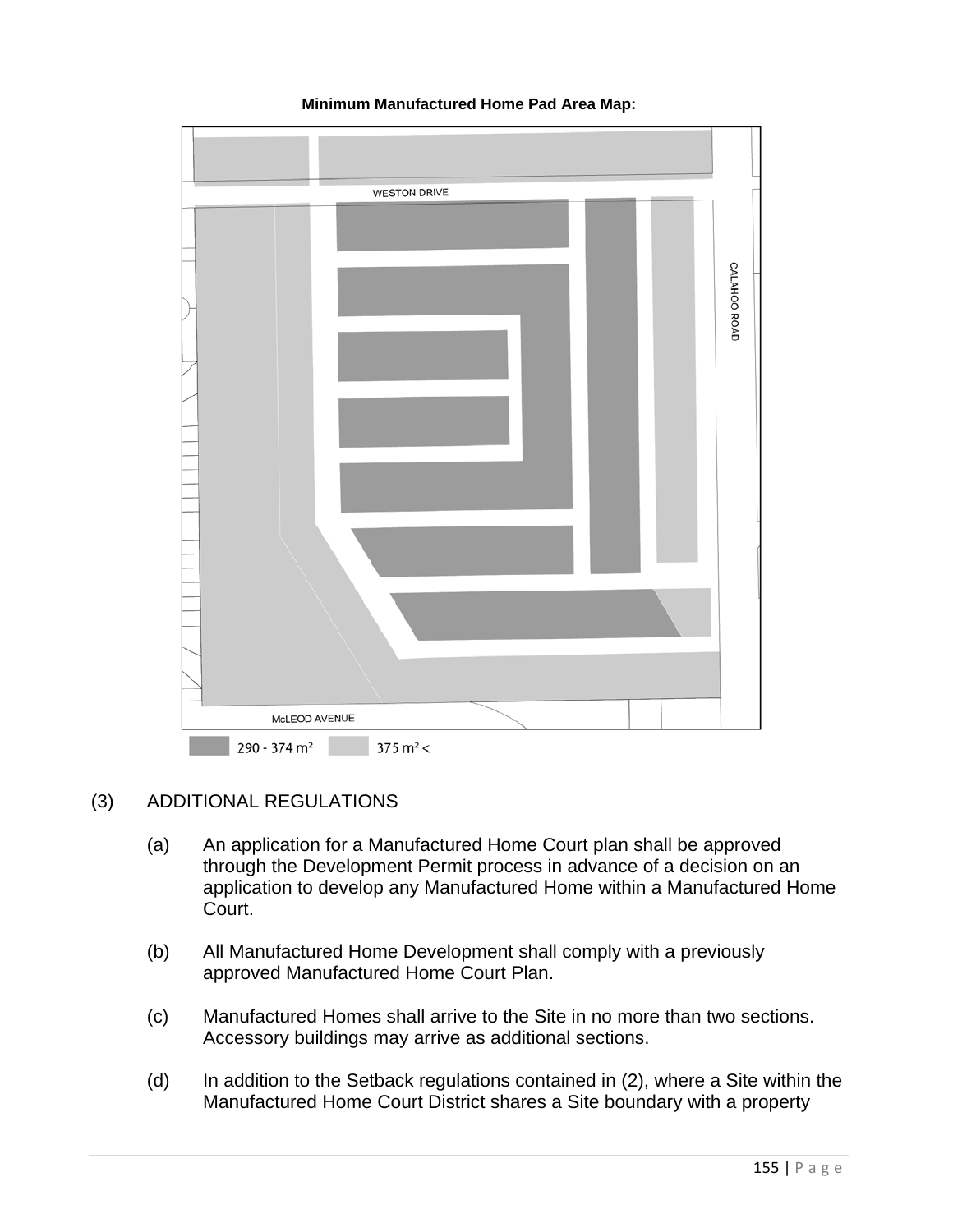**Minimum Manufactured Home Pad Area Map:**

WESTON DRIVE

CALAHOO ROAD

McLEOD AVENUE

290 - 374 m² 375 m² <

(3) ADDITIONAL REGULATIONS

(a) An application for a Manufactured Home Court plan shall be approved through the Development Permit process in advance of a decision on an application to develop any Manufactured Home within a Manufactured Home Court.

(b) All Manufactured Home Development shall comply with a previously approved Manufactured Home Court Plan.

(c) Manufactured Homes shall arrive to the Site in no more than two sections. Accessory buildings may arrive as additional sections.

(d) In addition to the Setback regulations contained in (2), where a Site within the Manufactured Home Court District shares a Site boundary with a property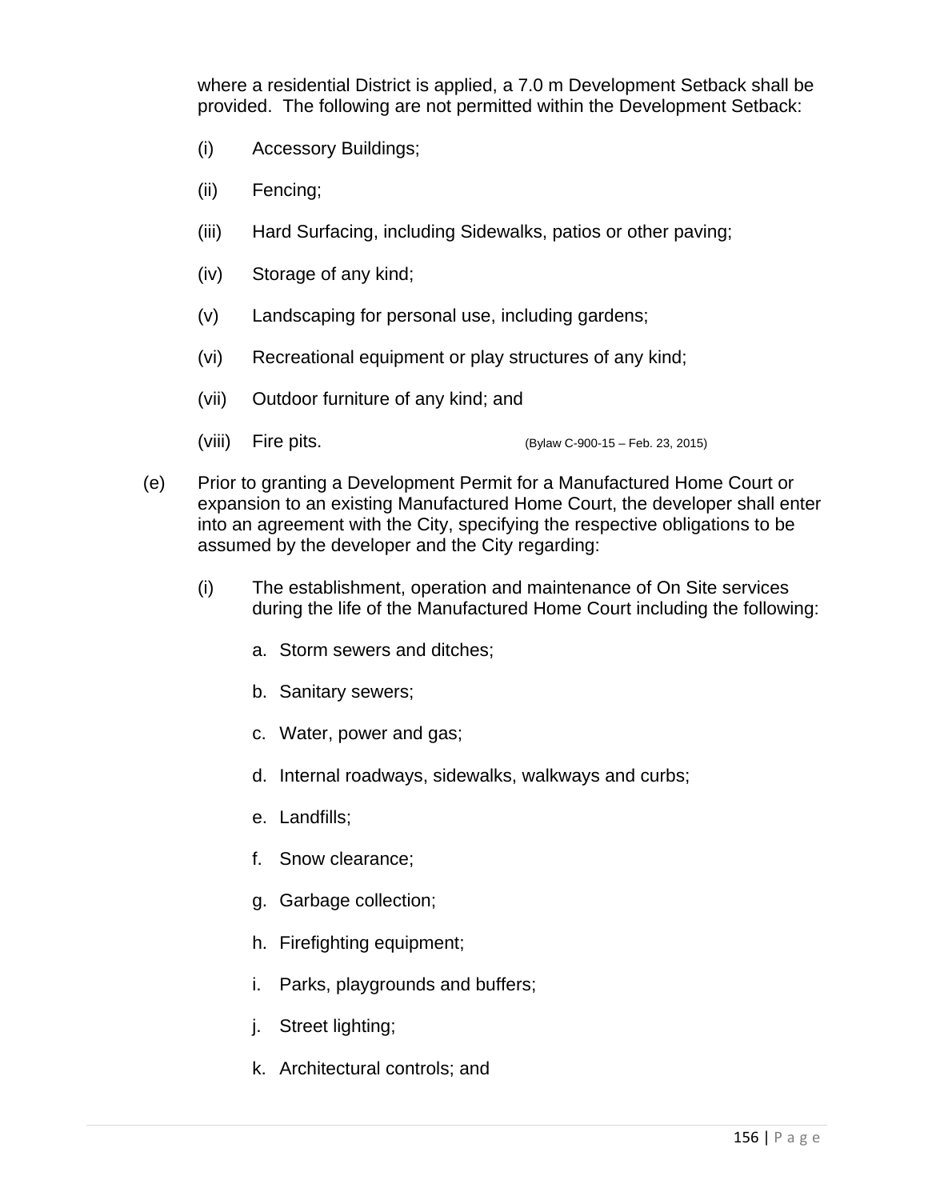where a residential District is applied, a 7.0 m Development Setback shall be provided. The following are not permitted within the Development Setback:

(i) Accessory Buildings;

(ii) Fencing;

(iii) Hard Surfacing, including Sidewalks, patios or other paving;

(iv) Storage of any kind;

(v) Landscaping for personal use, including gardens;

(vi) Recreational equipment or play structures of any kind;

(vii) Outdoor furniture of any kind; and

(viii) Fire pits. (Bylaw C-900-15 – Feb. 23, 2015)

(e) Prior to granting a Development Permit for a Manufactured Home Court or expansion to an existing Manufactured Home Court, the developer shall enter into an agreement with the City, specifying the respective obligations to be assumed by the developer and the City regarding:

(i) The establishment, operation and maintenance of On Site services during the life of the Manufactured Home Court including the following:

a. Storm sewers and ditches;

b. Sanitary sewers;

c. Water, power and gas;

d. Internal roadways, sidewalks, walkways and curbs;

e. Landfills;

f. Snow clearance;

g. Garbage collection;

h. Firefighting equipment;

i. Parks, playgrounds and buffers;

j. Street lighting;

k. Architectural controls; and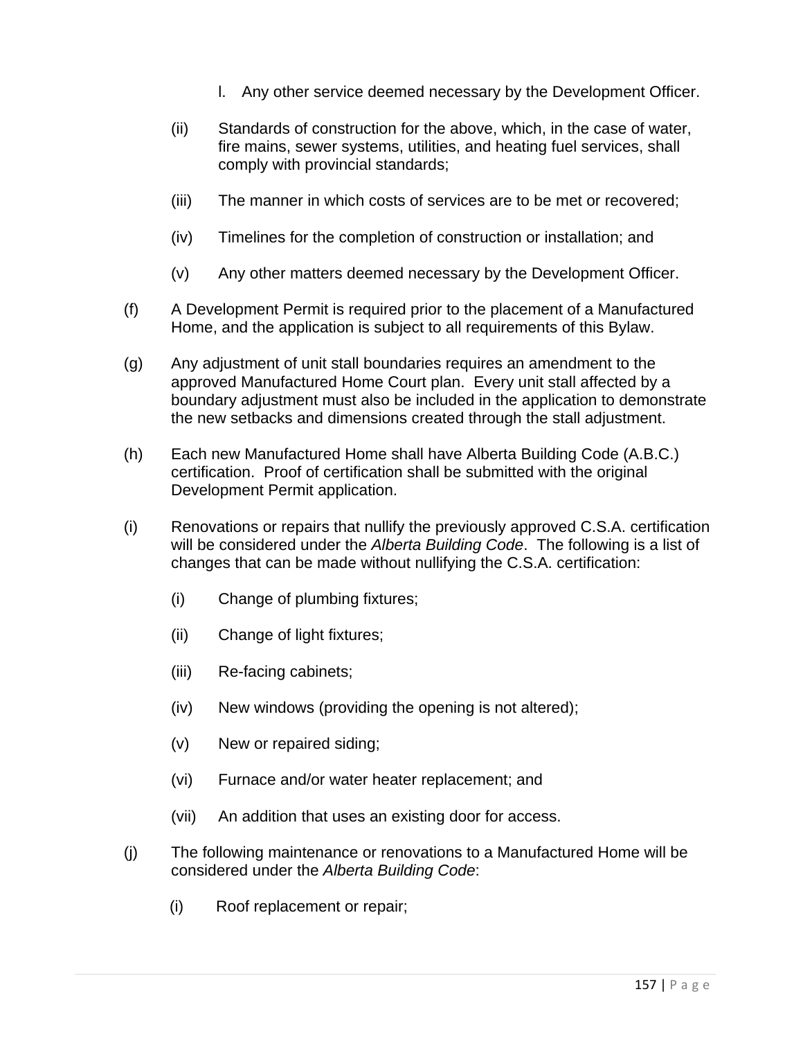l. Any other service deemed necessary by the Development Officer.

(ii) Standards of construction for the above, which, in the case of water, fire mains, sewer systems, utilities, and heating fuel services, shall comply with provincial standards;

(iii) The manner in which costs of services are to be met or recovered;

(iv) Timelines for the completion of construction or installation; and

(v) Any other matters deemed necessary by the Development Officer.

(f) A Development Permit is required prior to the placement of a Manufactured Home, and the application is subject to all requirements of this Bylaw.

(g) Any adjustment of unit stall boundaries requires an amendment to the approved Manufactured Home Court plan. Every unit stall affected by a boundary adjustment must also be included in the application to demonstrate the new setbacks and dimensions created through the stall adjustment.

(h) Each new Manufactured Home shall have Alberta Building Code (A.B.C.) certification. Proof of certification shall be submitted with the original Development Permit application.

(i) Renovations or repairs that nullify the previously approved C.S.A. certification will be considered under the *Alberta Building Code*. The following is a list of changes that can be made without nullifying the C.S.A. certification:

(i) Change of plumbing fixtures;

(ii) Change of light fixtures;

(iii) Re-facing cabinets;

(iv) New windows (providing the opening is not altered);

(v) New or repaired siding;

(vi) Furnace and/or water heater replacement; and

(vii) An addition that uses an existing door for access.

(j) The following maintenance or renovations to a Manufactured Home will be considered under the *Alberta Building Code*:

(i) Roof replacement or repair;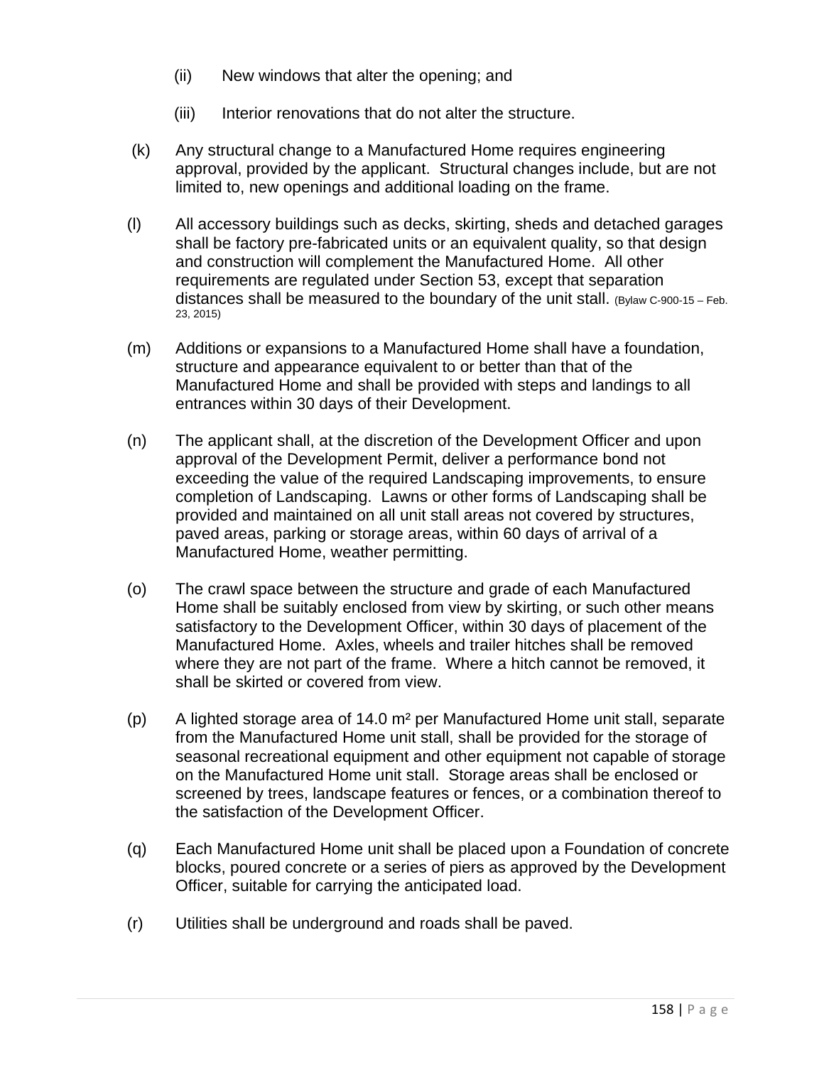(ii) New windows that alter the opening; and

(iii) Interior renovations that do not alter the structure.

(k) Any structural change to a Manufactured Home requires engineering approval, provided by the applicant. Structural changes include, but are not limited to, new openings and additional loading on the frame.

(l) All accessory buildings such as decks, skirting, sheds and detached garages shall be factory pre-fabricated units or an equivalent quality, so that design and construction will complement the Manufactured Home. All other requirements are regulated under Section 53, except that separation distances shall be measured to the boundary of the unit stall. (Bylaw C-900-15 – Feb. 23, 2015)

(m) Additions or expansions to a Manufactured Home shall have a foundation, structure and appearance equivalent to or better than that of the Manufactured Home and shall be provided with steps and landings to all entrances within 30 days of their Development.

(n) The applicant shall, at the discretion of the Development Officer and upon approval of the Development Permit, deliver a performance bond not exceeding the value of the required Landscaping improvements, to ensure completion of Landscaping. Lawns or other forms of Landscaping shall be provided and maintained on all unit stall areas not covered by structures, paved areas, parking or storage areas, within 60 days of arrival of a Manufactured Home, weather permitting.

(o) The crawl space between the structure and grade of each Manufactured Home shall be suitably enclosed from view by skirting, or such other means satisfactory to the Development Officer, within 30 days of placement of the Manufactured Home. Axles, wheels and trailer hitches shall be removed where they are not part of the frame. Where a hitch cannot be removed, it shall be skirted or covered from view.

(p) A lighted storage area of 14.0 m² per Manufactured Home unit stall, separate from the Manufactured Home unit stall, shall be provided for the storage of seasonal recreational equipment and other equipment not capable of storage on the Manufactured Home unit stall. Storage areas shall be enclosed or screened by trees, landscape features or fences, or a combination thereof to the satisfaction of the Development Officer.

(q) Each Manufactured Home unit shall be placed upon a Foundation of concrete blocks, poured concrete or a series of piers as approved by the Development Officer, suitable for carrying the anticipated load.

(r) Utilities shall be underground and roads shall be paved.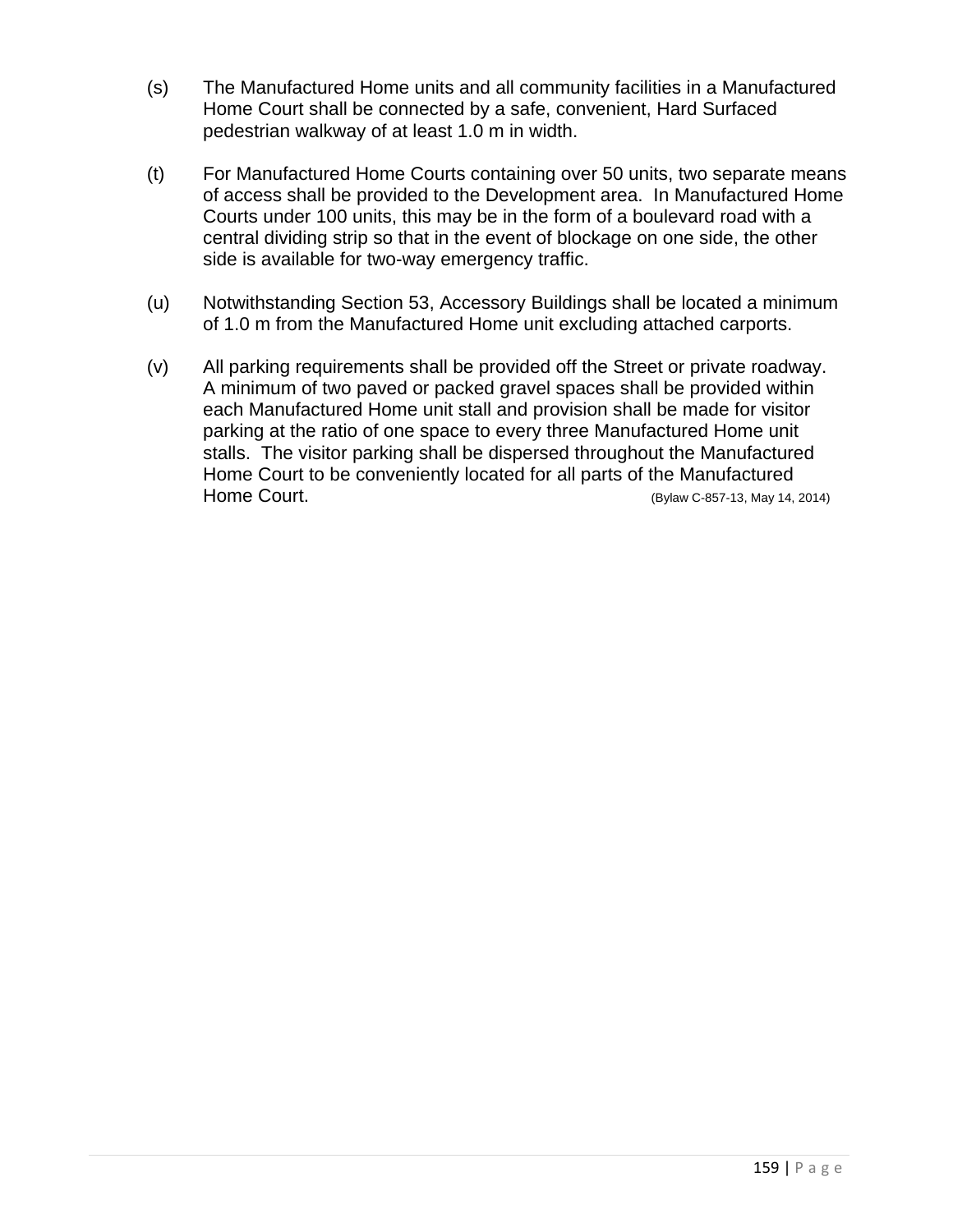(s) The Manufactured Home units and all community facilities in a Manufactured Home Court shall be connected by a safe, convenient, Hard Surfaced pedestrian walkway of at least 1.0 m in width.

(t) For Manufactured Home Courts containing over 50 units, two separate means of access shall be provided to the Development area. In Manufactured Home Courts under 100 units, this may be in the form of a boulevard road with a central dividing strip so that in the event of blockage on one side, the other side is available for two-way emergency traffic.

(u) Notwithstanding Section 53, Accessory Buildings shall be located a minimum of 1.0 m from the Manufactured Home unit excluding attached carports.

(v) All parking requirements shall be provided off the Street or private roadway. A minimum of two paved or packed gravel spaces shall be provided within each Manufactured Home unit stall and provision shall be made for visitor parking at the ratio of one space to every three Manufactured Home unit stalls. The visitor parking shall be dispersed throughout the Manufactured Home Court to be conveniently located for all parts of the Manufactured Home Court. (Bylaw C-857-13, May 14, 2014)